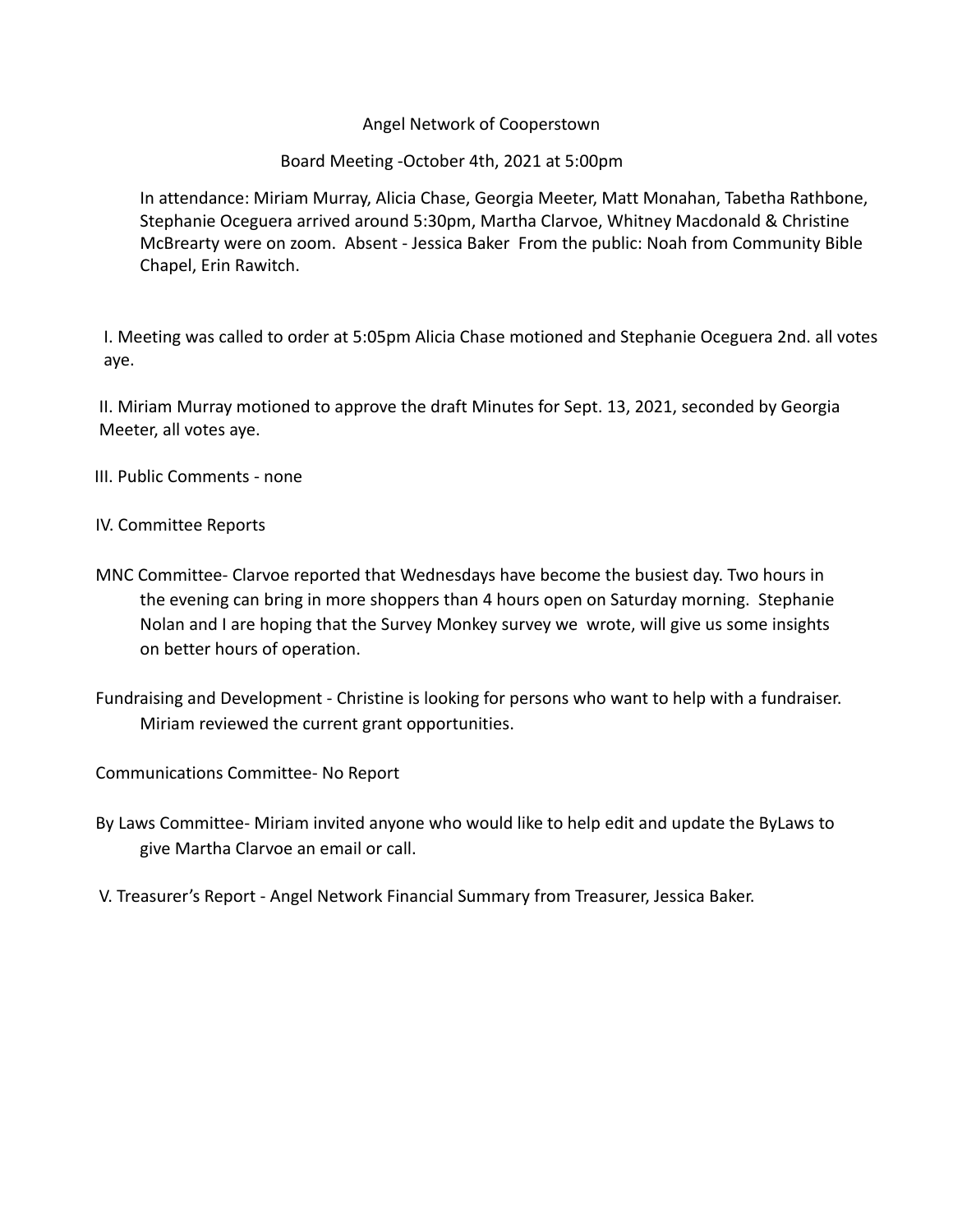Angel Network of Cooperstown

Board Meeting -October 4th, 2021 at 5:00pm

In attendance: Miriam Murray, Alicia Chase, Georgia Meeter, Matt Monahan, Tabetha Rathbone, Stephanie Oceguera arrived around 5:30pm, Martha Clarvoe, Whitney Macdonald & Christine McBrearty were on zoom. Absent - Jessica Baker From the public: Noah from Community Bible Chapel, Erin Rawitch.

I. Meeting was called to order at 5:05pm Alicia Chase motioned and Stephanie Oceguera 2nd. all votes aye.

II. Miriam Murray motioned to approve the draft Minutes for Sept. 13, 2021, seconded by Georgia Meeter, all votes aye.

III. Public Comments - none

IV. Committee Reports

MNC Committee- Clarvoe reported that Wednesdays have become the busiest day. Two hours in the evening can bring in more shoppers than 4 hours open on Saturday morning. Stephanie Nolan and I are hoping that the Survey Monkey survey we wrote, will give us some insights on better hours of operation.

Fundraising and Development - Christine is looking for persons who want to help with a fundraiser. Miriam reviewed the current grant opportunities.

Communications Committee- No Report

By Laws Committee- Miriam invited anyone who would like to help edit and update the ByLaws to give Martha Clarvoe an email or call.

V. Treasurer's Report - Angel Network Financial Summary from Treasurer, Jessica Baker.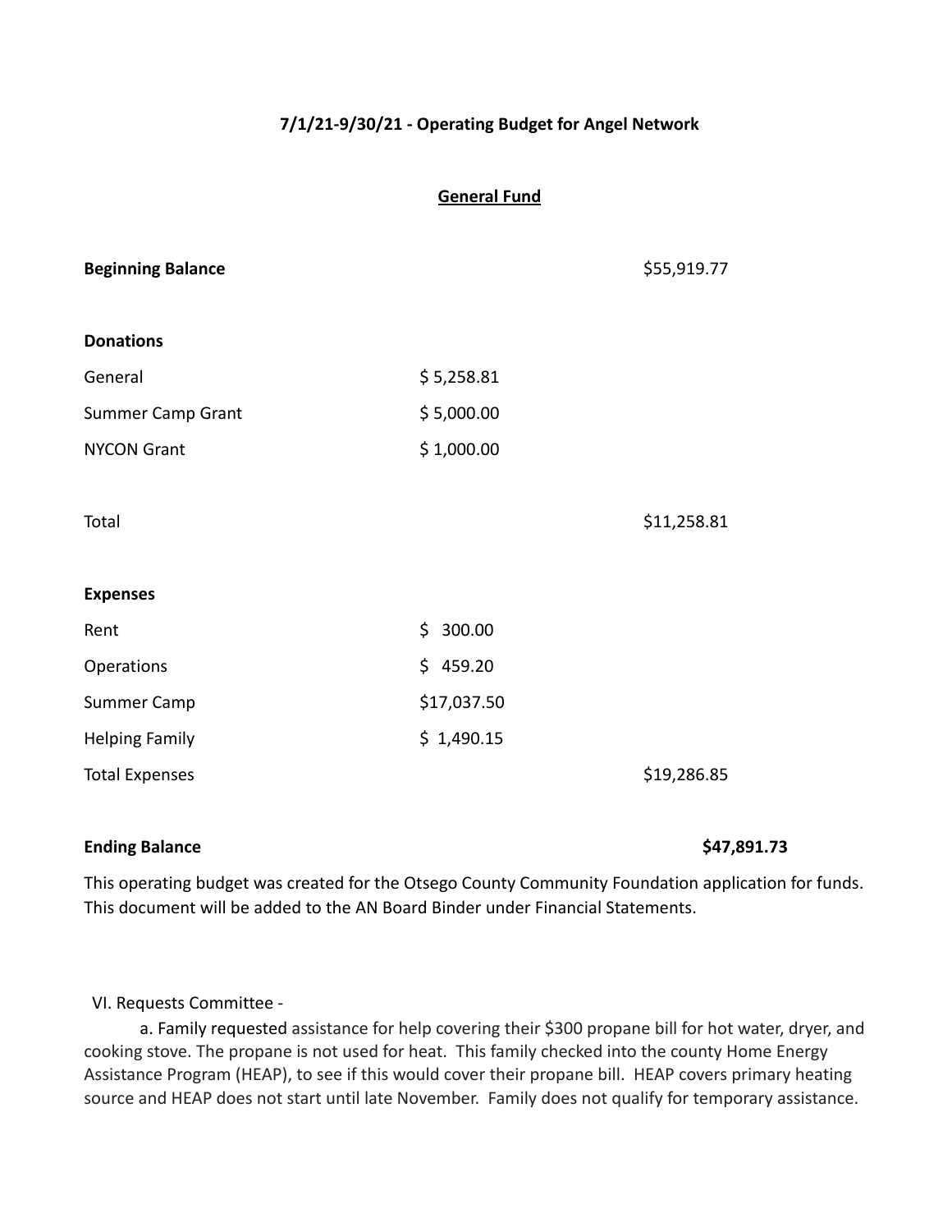**7/1/21-9/30/21 - Operating Budget for Angel Network**

**General Fund**

| | | |
|---|---|---|
| **Beginning Balance** | | $55,919.77 |
| | | |
| **Donations** | | |
| General | $ 5,258.81 | |
| Summer Camp Grant | $ 5,000.00 | |
| NYCON Grant | $ 1,000.00 | |
| | | |
| Total | | $11,258.81 |
| | | |
| **Expenses** | | |
| Rent | $ 300.00 | |
| Operations | $ 459.20 | |
| Summer Camp | $17,037.50 | |
| Helping Family | $ 1,490.15 | |
| Total Expenses | | $19,286.85 |
| | | |
| **Ending Balance** | | **$47,891.73** |

This operating budget was created for the Otsego County Community Foundation application for funds. This document will be added to the AN Board Binder under Financial Statements.

VI. Requests Committee -

a. Family requested assistance for help covering their $300 propane bill for hot water, dryer, and cooking stove. The propane is not used for heat. This family checked into the county Home Energy Assistance Program (HEAP), to see if this would cover their propane bill. HEAP covers primary heating source and HEAP does not start until late November. Family does not qualify for temporary assistance.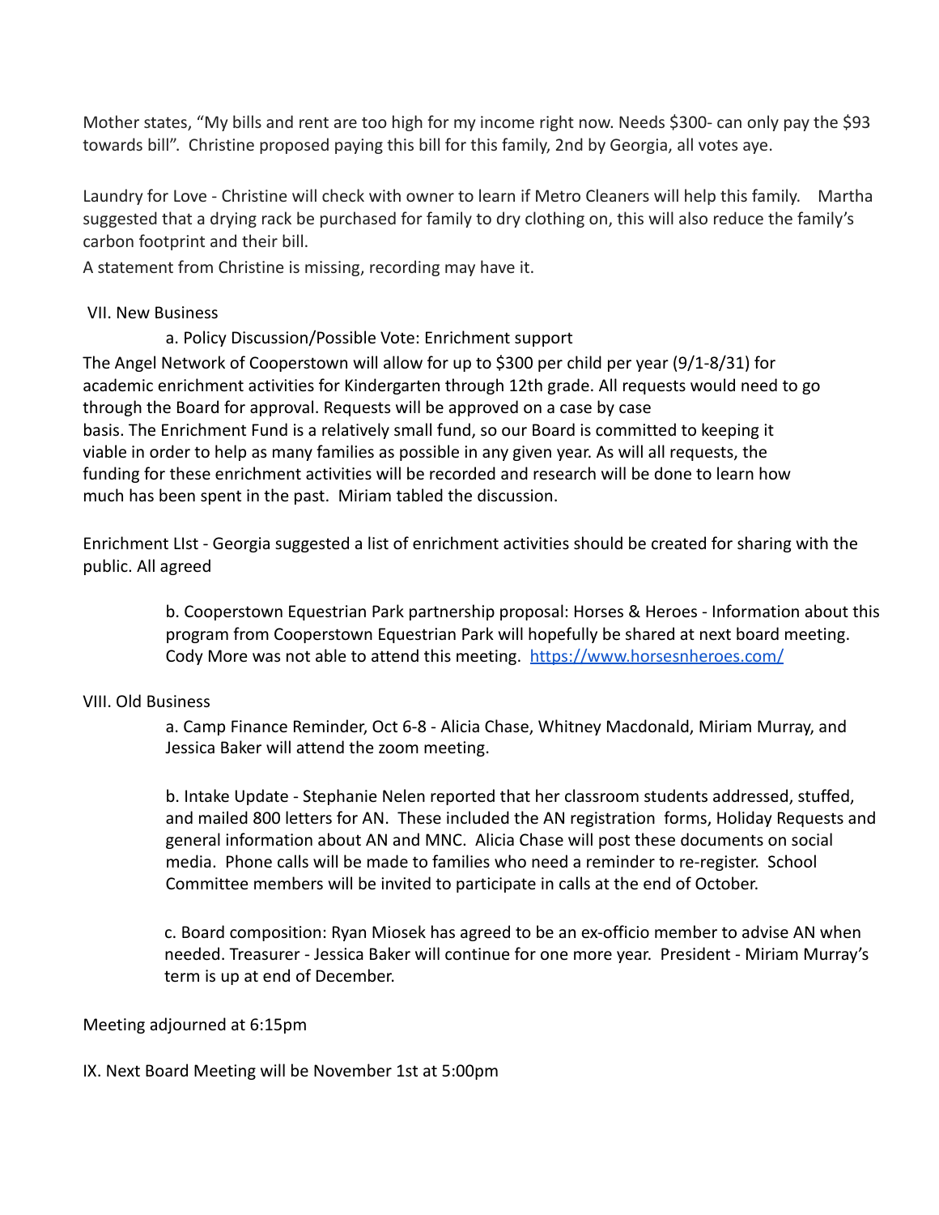Mother states, “My bills and rent are too high for my income right now. Needs $300- can only pay the $93 towards bill”. Christine proposed paying this bill for this family, 2nd by Georgia, all votes aye.

Laundry for Love - Christine will check with owner to learn if Metro Cleaners will help this family. Martha suggested that a drying rack be purchased for family to dry clothing on, this will also reduce the family’s carbon footprint and their bill.
A statement from Christine is missing, recording may have it.

VII. New Business

a. Policy Discussion/Possible Vote: Enrichment support

The Angel Network of Cooperstown will allow for up to $300 per child per year (9/1-8/31) for academic enrichment activities for Kindergarten through 12th grade. All requests would need to go through the Board for approval. Requests will be approved on a case by case basis. The Enrichment Fund is a relatively small fund, so our Board is committed to keeping it viable in order to help as many families as possible in any given year. As will all requests, the funding for these enrichment activities will be recorded and research will be done to learn how much has been spent in the past. Miriam tabled the discussion.

Enrichment LIst - Georgia suggested a list of enrichment activities should be created for sharing with the public. All agreed

b. Cooperstown Equestrian Park partnership proposal: Horses & Heroes - Information about this program from Cooperstown Equestrian Park will hopefully be shared at next board meeting. Cody More was not able to attend this meeting. https://www.horsesnheroes.com/

VIII. Old Business

a. Camp Finance Reminder, Oct 6-8 - Alicia Chase, Whitney Macdonald, Miriam Murray, and Jessica Baker will attend the zoom meeting.

b. Intake Update - Stephanie Nelen reported that her classroom students addressed, stuffed, and mailed 800 letters for AN. These included the AN registration forms, Holiday Requests and general information about AN and MNC. Alicia Chase will post these documents on social media. Phone calls will be made to families who need a reminder to re-register. School Committee members will be invited to participate in calls at the end of October.

c. Board composition: Ryan Miosek has agreed to be an ex-officio member to advise AN when needed. Treasurer - Jessica Baker will continue for one more year. President - Miriam Murray’s term is up at end of December.

Meeting adjourned at 6:15pm

IX. Next Board Meeting will be November 1st at 5:00pm